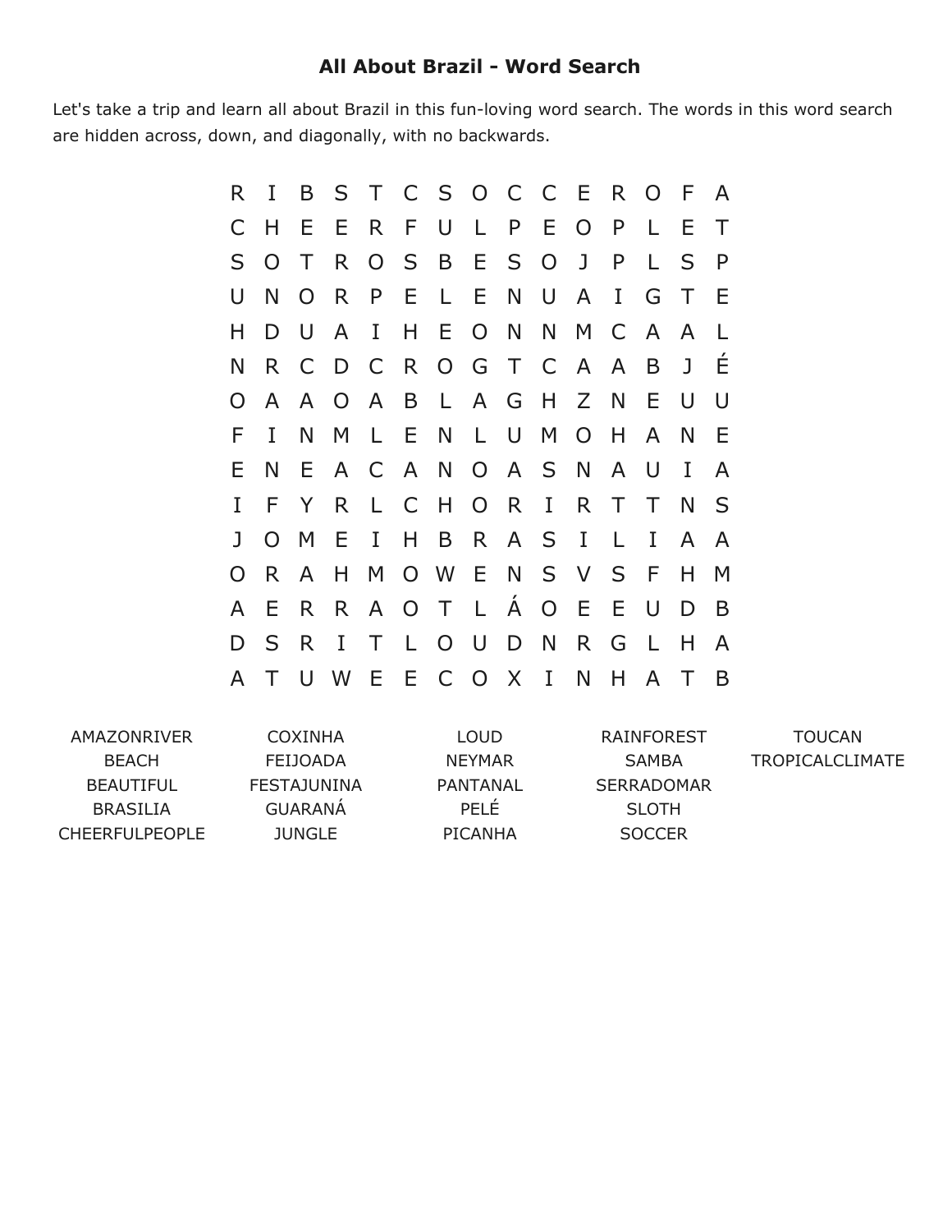# All About Brazil - Word Search

Let's take a trip and learn all about Brazil in this fun-loving word search. The words in this word search are hidden across, down, and diagonally, with no backwards.

```
R I B S T C S O C C E R O F A
C H E E R F U L P E O P L E T
S O T R O S B E S O J P L S P
U N O R P E L E N U A I G T E
H D U A I H E O N N M C A A L
N R C D C R O G T C A A B J É
O A A O A B L A G H Z N E U U
F I N M L E N L U M O H A N E
E N E A C A N O A S N A U I A
I F Y R L C H O R I R T T N S
J O M E I H B R A S I L I A A
O R A H M O W E N S V S F H M
A E R R A O T L Á O E E U D B
D S R I T L O U D N R G L H A
A T U W E E C O X I N H A T B
```

AMAZONRIVER
BEACH
BEAUTIFUL
BRASILIA
CHEERFULPEOPLE
COXINHA
FEIJOADA
FESTAJUNINA
GUARANÁ
JUNGLE
LOUD
NEYMAR
PANTANAL
PELÉ
PICANHA
RAINFOREST
SAMBA
SERRADOMAR
SLOTH
SOCCER
TOUCAN
TROPICALCLIMATE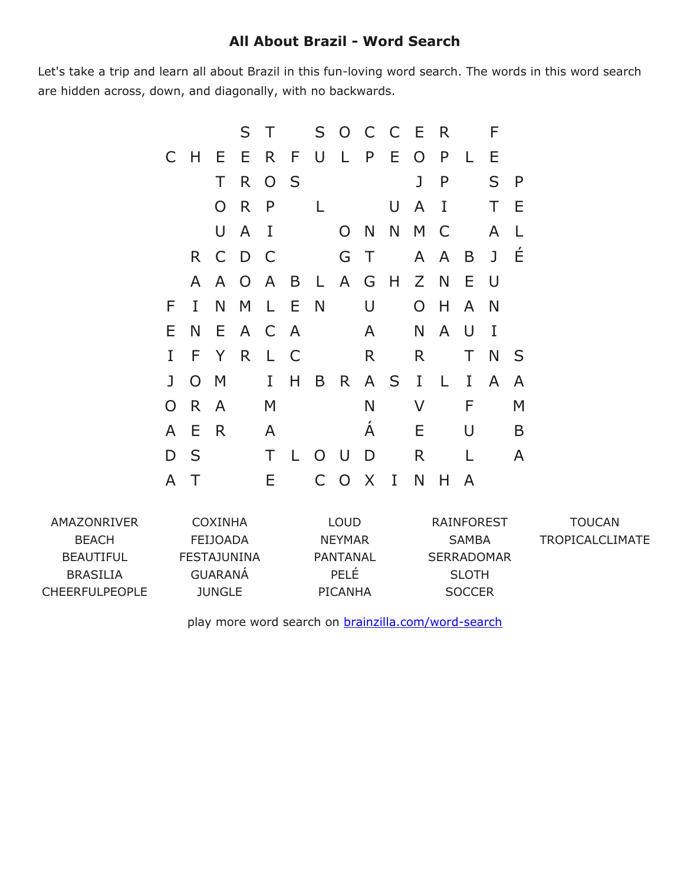## All About Brazil - Word Search

Let's take a trip and learn all about Brazil in this fun-loving word search. The words in this word search are hidden across, down, and diagonally, with no backwards.

| | | | | | | | | | | | | | | |
|---|---|---|---|---|---|---|---|---|---|---|---|---|---|---|
| | | | S | T | | S | O | C | C | E | R | | F | |
| C | H | E | E | R | F | U | L | P | E | O | P | L | E | |
| | | T | R | O | S | | | | | J | P | | S | P |
| | | O | R | P | | L | | | U | A | I | | T | E |
| | | U | A | I | | | O | N | N | M | C | | A | L |
| | R | C | D | C | | | G | T | | A | A | B | J | É |
| | A | A | O | A | B | L | A | G | H | Z | N | E | U | |
| F | I | N | M | L | E | N | | U | | O | H | A | N | |
| E | N | E | A | C | A | | | A | | N | A | U | I | |
| I | F | Y | R | L | C | | | R | | R | | T | N | S |
| J | O | M | | I | H | B | R | A | S | I | L | I | A | A |
| O | R | A | | M | | | | N | | V | | F | | M |
| A | E | R | | A | | | | Á | | E | | U | | B |
| D | S | | | T | L | O | U | D | | R | | L | | A |
| A | T | | | E | | C | O | X | I | N | H | A | | |

| | | | | |
|---|---|---|---|---|
| AMAZONRIVER | COXINHA | LOUD | RAINFOREST | TOUCAN |
| BEACH | FEIJOADA | NEYMAR | SAMBA | TROPICALCLIMATE |
| BEAUTIFUL | FESTAJUNINA | PANTANAL | SERRADOMAR | |
| BRASILIA | GUARANÁ | PELÉ | SLOTH | |
| CHEERFULPEOPLE | JUNGLE | PICANHA | SOCCER | |

play more word search on brainzilla.com/word-search